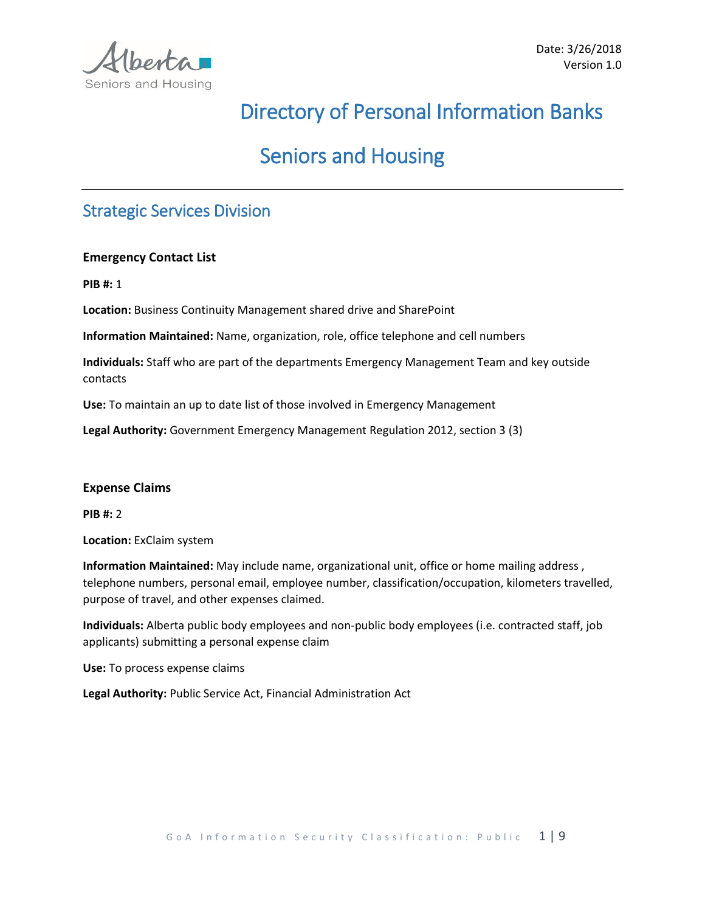Date: 3/26/2018
Version 1.0

# Directory of Personal Information Banks

# Seniors and Housing

---

## Strategic Services Division

### Emergency Contact List

**PIB #:** 1

**Location:** Business Continuity Management shared drive and SharePoint

**Information Maintained:** Name, organization, role, office telephone and cell numbers

**Individuals:** Staff who are part of the departments Emergency Management Team and key outside contacts

**Use:** To maintain an up to date list of those involved in Emergency Management

**Legal Authority:** Government Emergency Management Regulation 2012, section 3 (3)

### Expense Claims

**PIB #:** 2

**Location:** ExClaim system

**Information Maintained:** May include name, organizational unit, office or home mailing address , telephone numbers, personal email, employee number, classification/occupation, kilometers travelled, purpose of travel, and other expenses claimed.

**Individuals:** Alberta public body employees and non-public body employees (i.e. contracted staff, job applicants) submitting a personal expense claim

**Use:** To process expense claims

**Legal Authority:** Public Service Act, Financial Administration Act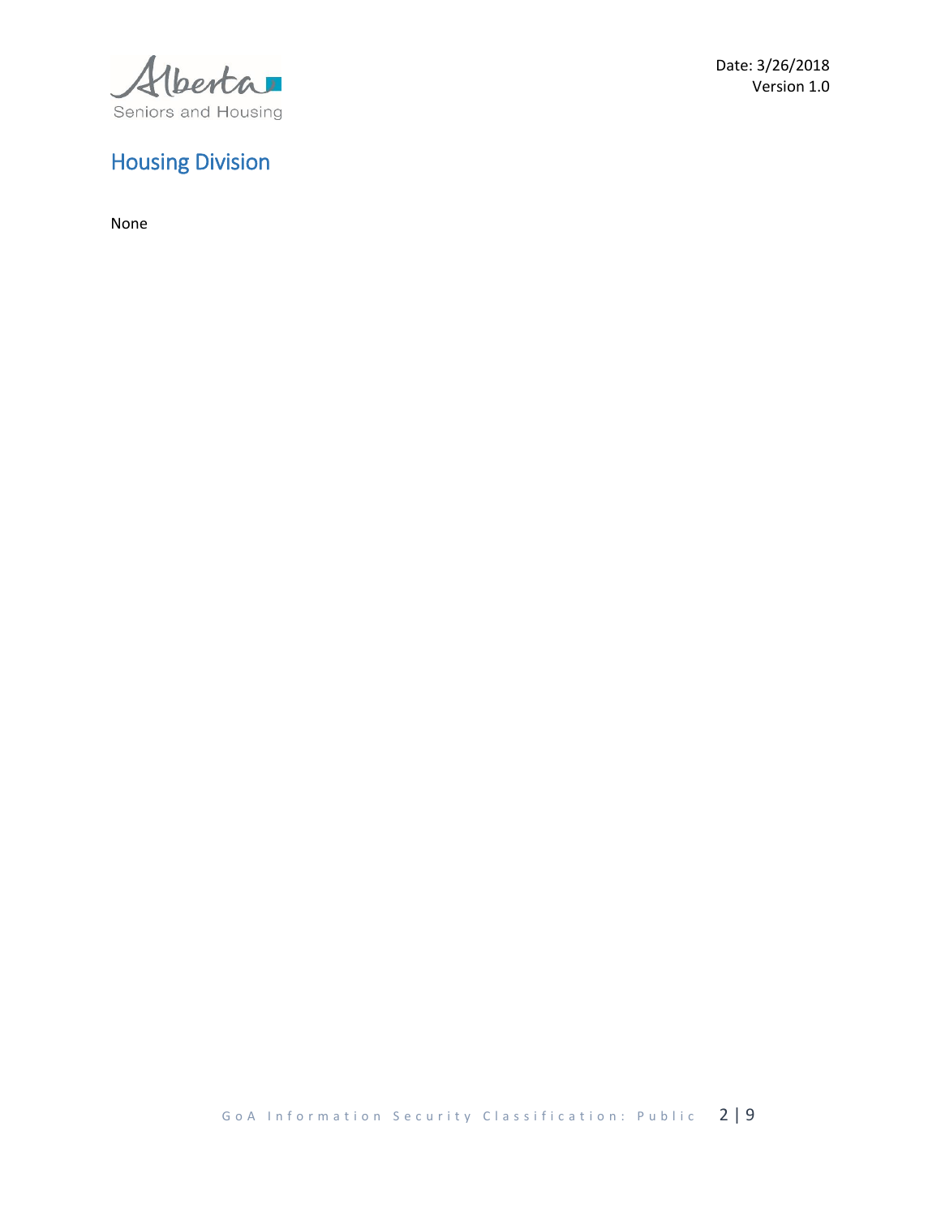## Housing Division

None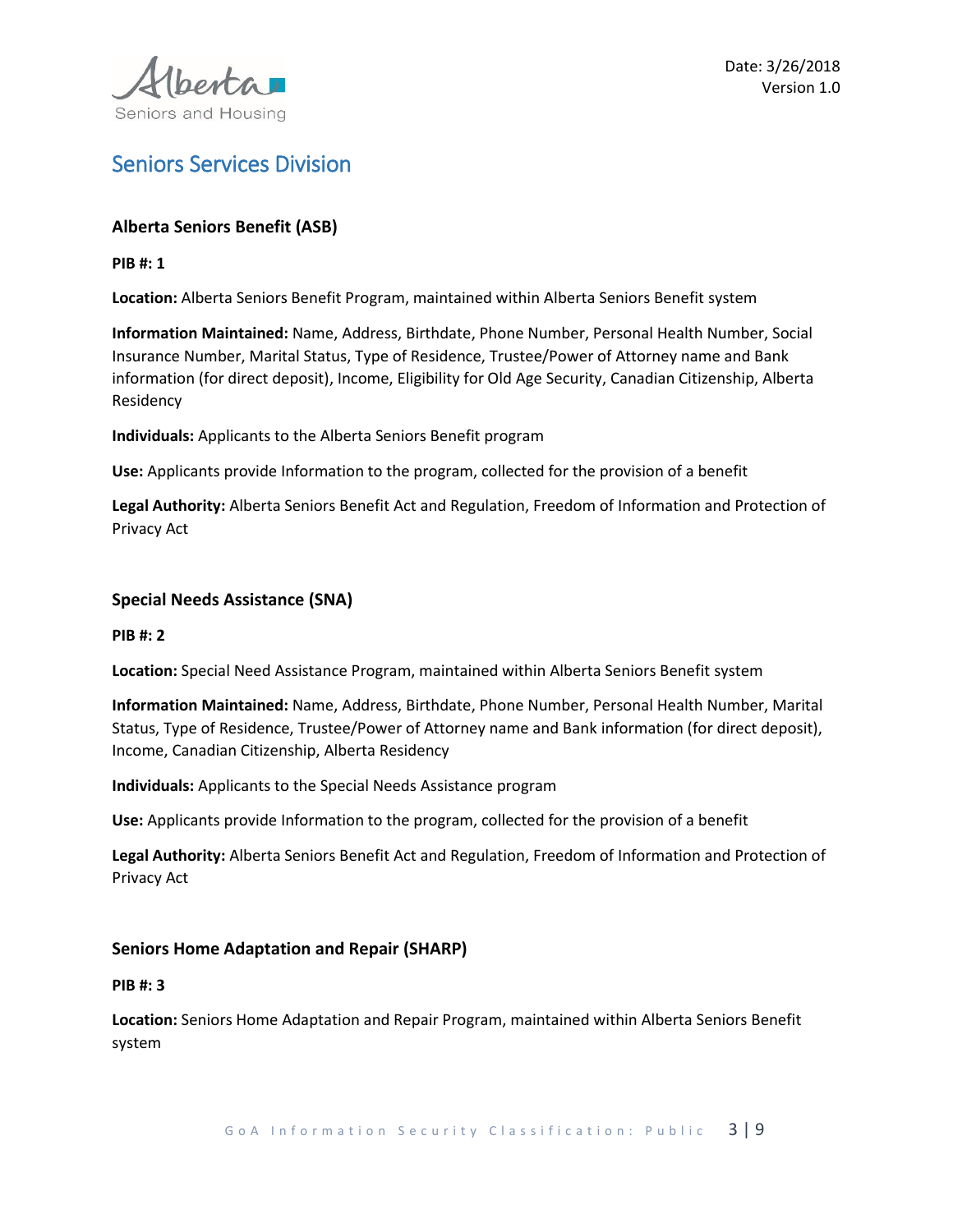## Seniors Services Division

### Alberta Seniors Benefit (ASB)

**PIB #: 1**

**Location:** Alberta Seniors Benefit Program, maintained within Alberta Seniors Benefit system

**Information Maintained:** Name, Address, Birthdate, Phone Number, Personal Health Number, Social Insurance Number, Marital Status, Type of Residence, Trustee/Power of Attorney name and Bank information (for direct deposit), Income, Eligibility for Old Age Security, Canadian Citizenship, Alberta Residency

**Individuals:** Applicants to the Alberta Seniors Benefit program

**Use:** Applicants provide Information to the program, collected for the provision of a benefit

**Legal Authority:** Alberta Seniors Benefit Act and Regulation, Freedom of Information and Protection of Privacy Act

### Special Needs Assistance (SNA)

**PIB #: 2**

**Location:** Special Need Assistance Program, maintained within Alberta Seniors Benefit system

**Information Maintained:** Name, Address, Birthdate, Phone Number, Personal Health Number, Marital Status, Type of Residence, Trustee/Power of Attorney name and Bank information (for direct deposit), Income, Canadian Citizenship, Alberta Residency

**Individuals:** Applicants to the Special Needs Assistance program

**Use:** Applicants provide Information to the program, collected for the provision of a benefit

**Legal Authority:** Alberta Seniors Benefit Act and Regulation, Freedom of Information and Protection of Privacy Act

### Seniors Home Adaptation and Repair (SHARP)

**PIB #: 3**

**Location:** Seniors Home Adaptation and Repair Program, maintained within Alberta Seniors Benefit system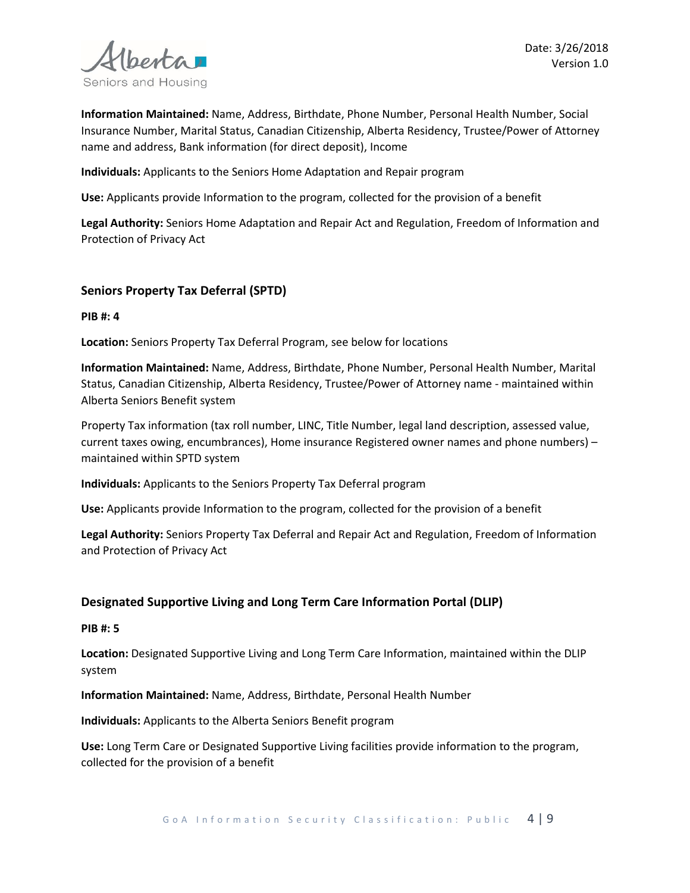**Information Maintained:** Name, Address, Birthdate, Phone Number, Personal Health Number, Social Insurance Number, Marital Status, Canadian Citizenship, Alberta Residency, Trustee/Power of Attorney name and address, Bank information (for direct deposit), Income

**Individuals:** Applicants to the Seniors Home Adaptation and Repair program

**Use:** Applicants provide Information to the program, collected for the provision of a benefit

**Legal Authority:** Seniors Home Adaptation and Repair Act and Regulation, Freedom of Information and Protection of Privacy Act

### Seniors Property Tax Deferral (SPTD)

**PIB #: 4**

**Location:** Seniors Property Tax Deferral Program, see below for locations

**Information Maintained:** Name, Address, Birthdate, Phone Number, Personal Health Number, Marital Status, Canadian Citizenship, Alberta Residency, Trustee/Power of Attorney name - maintained within Alberta Seniors Benefit system

Property Tax information (tax roll number, LINC, Title Number, legal land description, assessed value, current taxes owing, encumbrances), Home insurance Registered owner names and phone numbers) – maintained within SPTD system

**Individuals:** Applicants to the Seniors Property Tax Deferral program

**Use:** Applicants provide Information to the program, collected for the provision of a benefit

**Legal Authority:** Seniors Property Tax Deferral and Repair Act and Regulation, Freedom of Information and Protection of Privacy Act

### Designated Supportive Living and Long Term Care Information Portal (DLIP)

**PIB #: 5**

**Location:** Designated Supportive Living and Long Term Care Information, maintained within the DLIP system

**Information Maintained:** Name, Address, Birthdate, Personal Health Number

**Individuals:** Applicants to the Alberta Seniors Benefit program

**Use:** Long Term Care or Designated Supportive Living facilities provide information to the program, collected for the provision of a benefit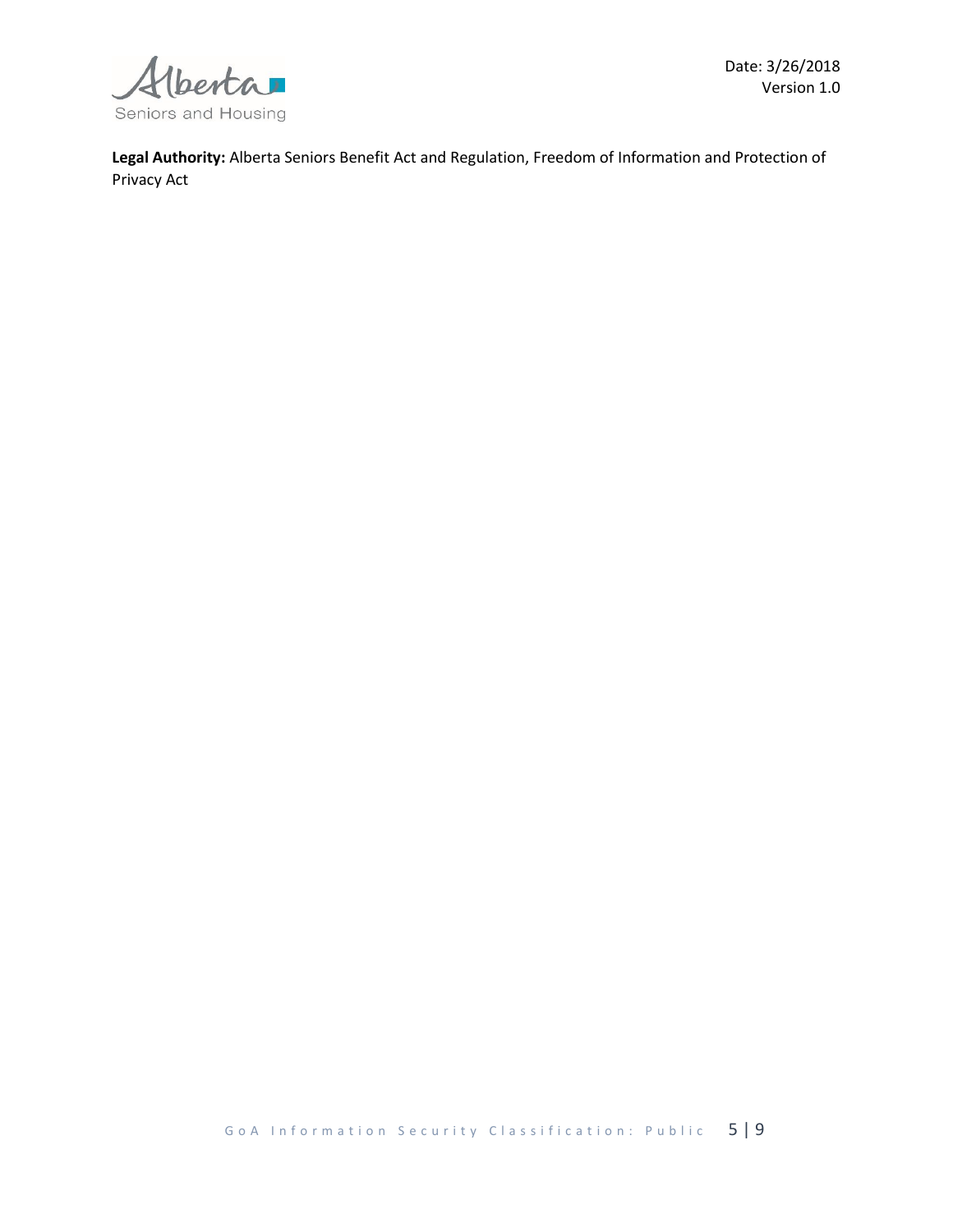**Legal Authority:** Alberta Seniors Benefit Act and Regulation, Freedom of Information and Protection of Privacy Act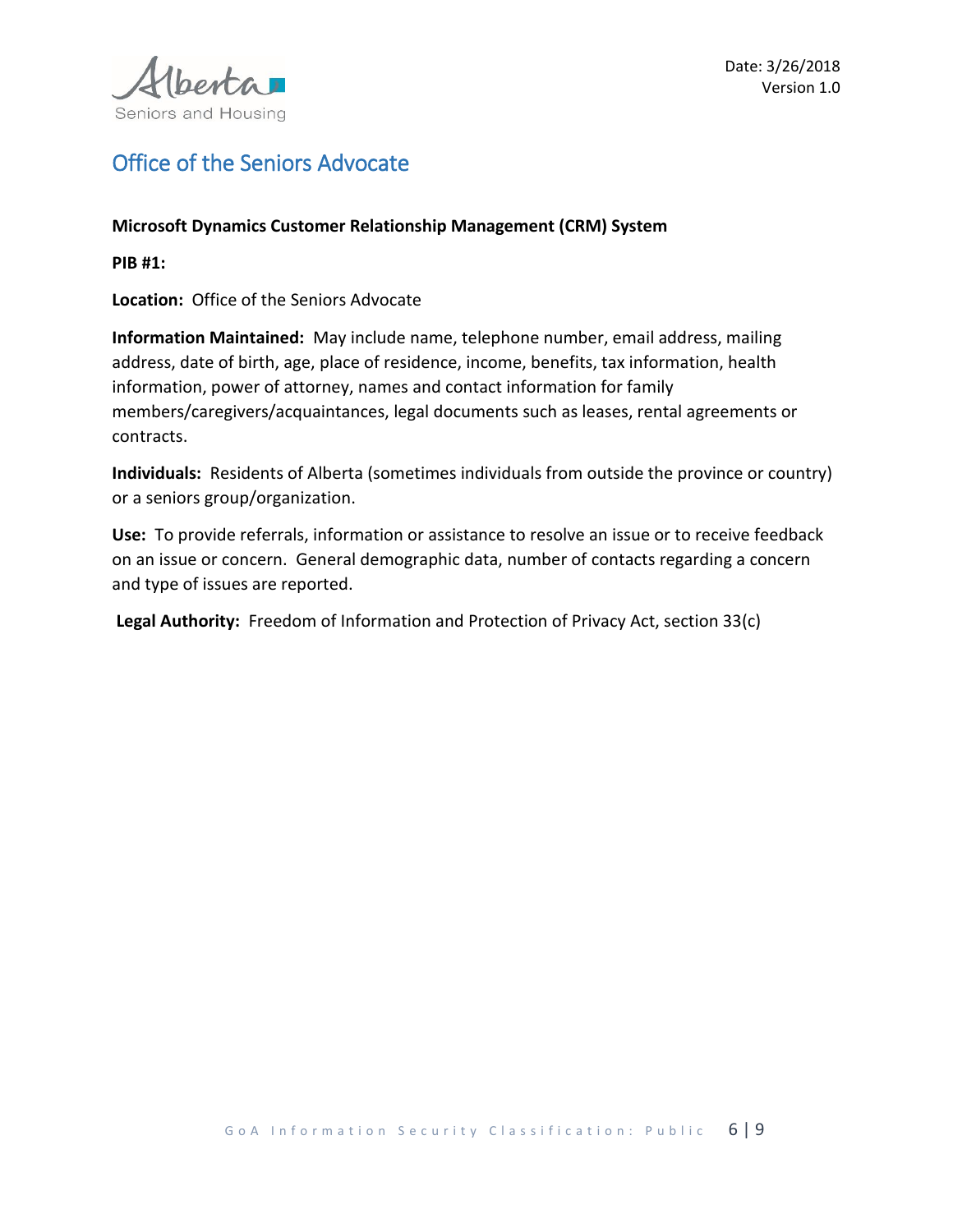## Office of the Seniors Advocate

**Microsoft Dynamics Customer Relationship Management (CRM) System**

**PIB #1:**

**Location:** Office of the Seniors Advocate

**Information Maintained:** May include name, telephone number, email address, mailing address, date of birth, age, place of residence, income, benefits, tax information, health information, power of attorney, names and contact information for family members/caregivers/acquaintances, legal documents such as leases, rental agreements or contracts.

**Individuals:** Residents of Alberta (sometimes individuals from outside the province or country) or a seniors group/organization.

**Use:** To provide referrals, information or assistance to resolve an issue or to receive feedback on an issue or concern. General demographic data, number of contacts regarding a concern and type of issues are reported.

**Legal Authority:** Freedom of Information and Protection of Privacy Act, section 33(c)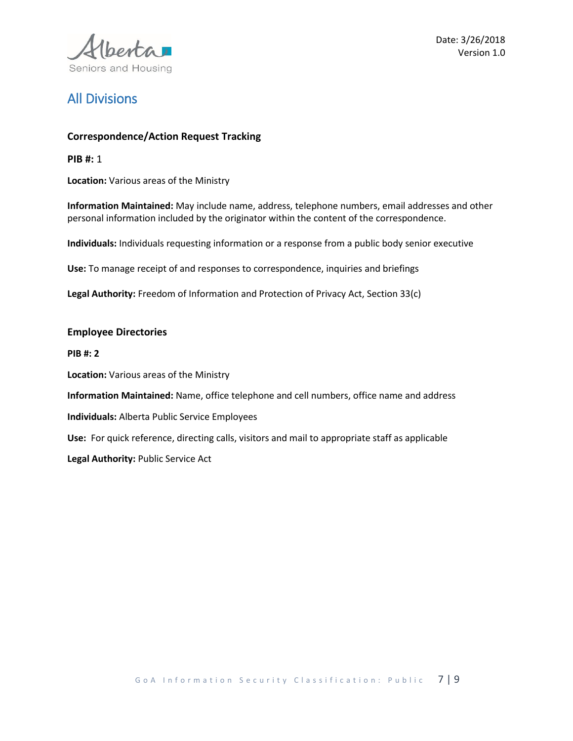## All Divisions

### Correspondence/Action Request Tracking

**PIB #:** 1

**Location:** Various areas of the Ministry

**Information Maintained:** May include name, address, telephone numbers, email addresses and other personal information included by the originator within the content of the correspondence.

**Individuals:** Individuals requesting information or a response from a public body senior executive

**Use:** To manage receipt of and responses to correspondence, inquiries and briefings

**Legal Authority:** Freedom of Information and Protection of Privacy Act, Section 33(c)

### Employee Directories

**PIB #: 2**

**Location:** Various areas of the Ministry

**Information Maintained:** Name, office telephone and cell numbers, office name and address

**Individuals:** Alberta Public Service Employees

**Use:** For quick reference, directing calls, visitors and mail to appropriate staff as applicable

**Legal Authority:** Public Service Act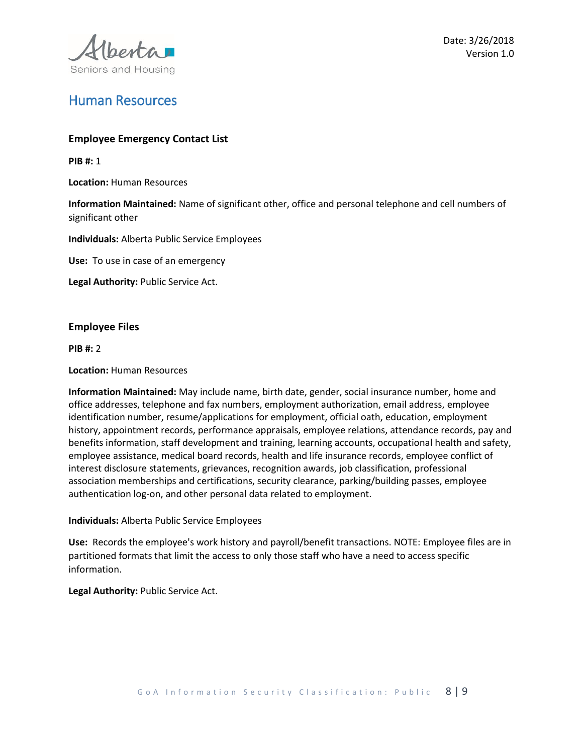Date: 3/26/2018
Version 1.0

## Human Resources

### Employee Emergency Contact List

**PIB #:** 1

**Location:** Human Resources

**Information Maintained:** Name of significant other, office and personal telephone and cell numbers of significant other

**Individuals:** Alberta Public Service Employees

**Use:** To use in case of an emergency

**Legal Authority:** Public Service Act.

### Employee Files

**PIB #:** 2

**Location:** Human Resources

**Information Maintained:** May include name, birth date, gender, social insurance number, home and office addresses, telephone and fax numbers, employment authorization, email address, employee identification number, resume/applications for employment, official oath, education, employment history, appointment records, performance appraisals, employee relations, attendance records, pay and benefits information, staff development and training, learning accounts, occupational health and safety, employee assistance, medical board records, health and life insurance records, employee conflict of interest disclosure statements, grievances, recognition awards, job classification, professional association memberships and certifications, security clearance, parking/building passes, employee authentication log-on, and other personal data related to employment.

**Individuals:** Alberta Public Service Employees

**Use:** Records the employee's work history and payroll/benefit transactions. NOTE: Employee files are in partitioned formats that limit the access to only those staff who have a need to access specific information.

**Legal Authority:** Public Service Act.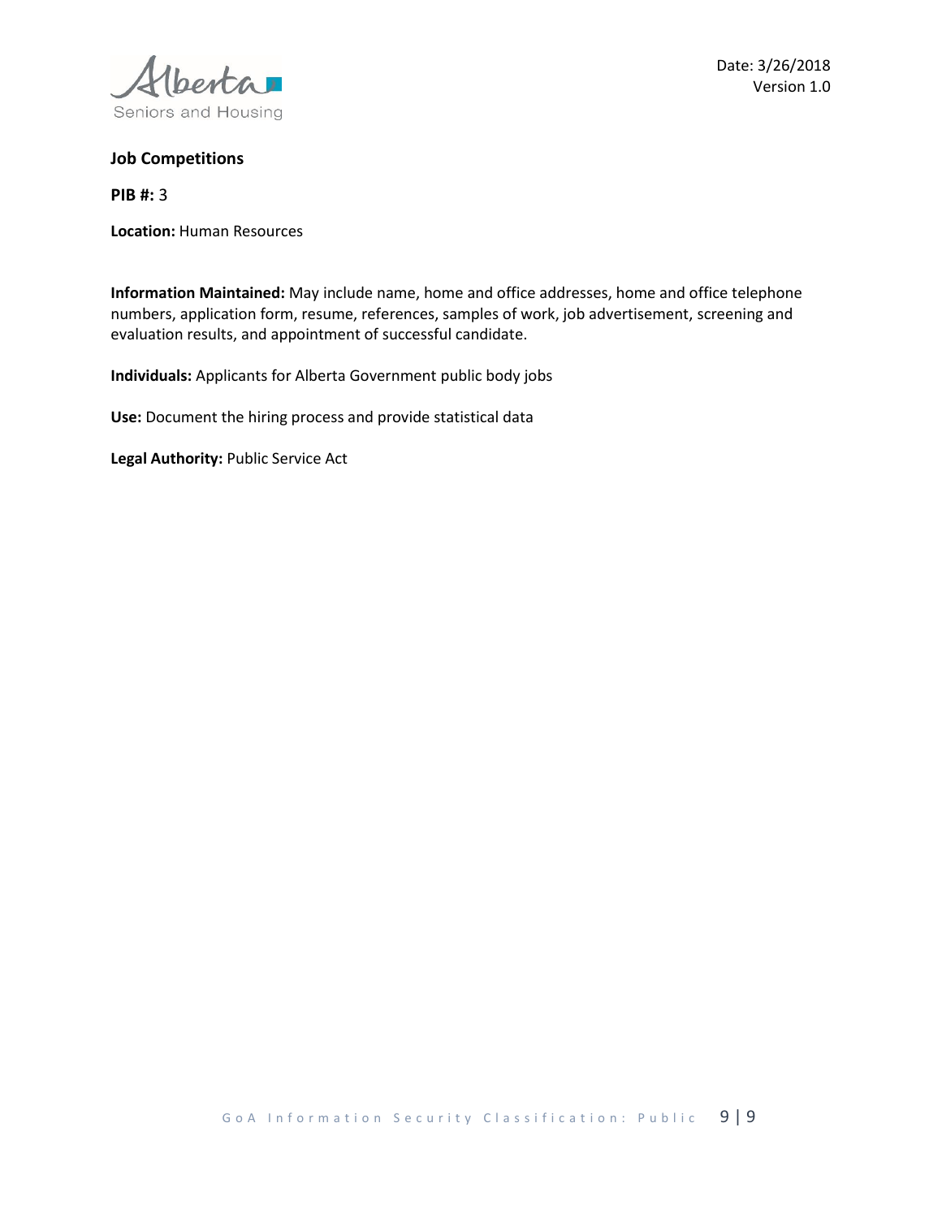**Job Competitions**

**PIB #:** 3

**Location:** Human Resources

**Information Maintained:** May include name, home and office addresses, home and office telephone numbers, application form, resume, references, samples of work, job advertisement, screening and evaluation results, and appointment of successful candidate.

**Individuals:** Applicants for Alberta Government public body jobs

**Use:** Document the hiring process and provide statistical data

**Legal Authority:** Public Service Act